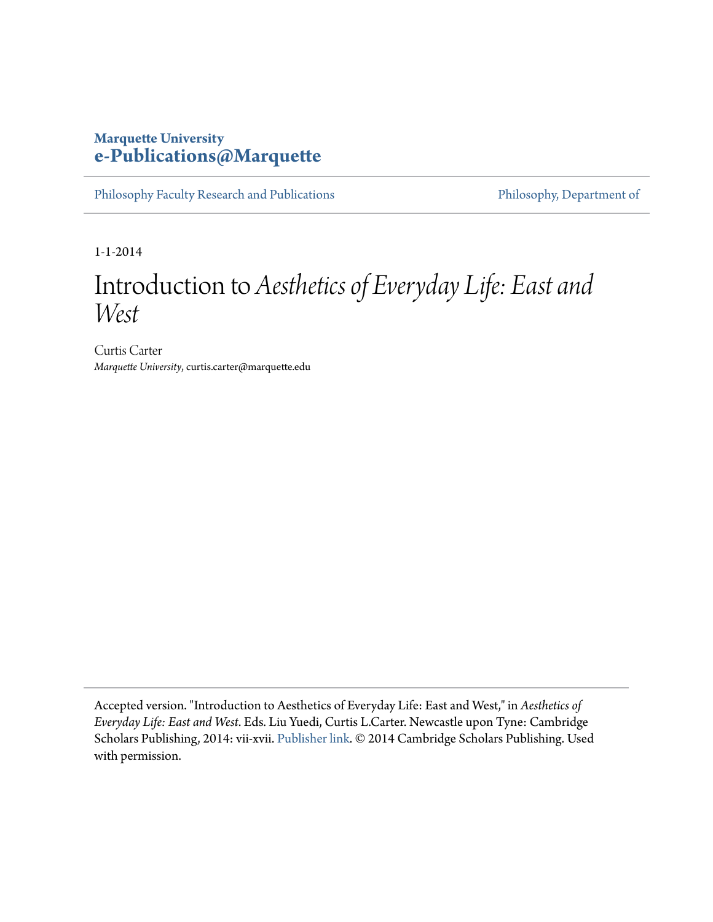**Marquette University**
**e-Publications@Marquette**

Philosophy Faculty Research and Publications | Philosophy, Department of

1-1-2014

# Introduction to *Aesthetics of Everyday Life: East and West*

Curtis Carter
*Marquette University*, curtis.carter@marquette.edu

Accepted version. "Introduction to Aesthetics of Everyday Life: East and West," in *Aesthetics of Everyday Life: East and West*. Eds. Liu Yuedi, Curtis L.Carter. Newcastle upon Tyne: Cambridge Scholars Publishing, 2014: vii-xvii. Publisher link. © 2014 Cambridge Scholars Publishing. Used with permission.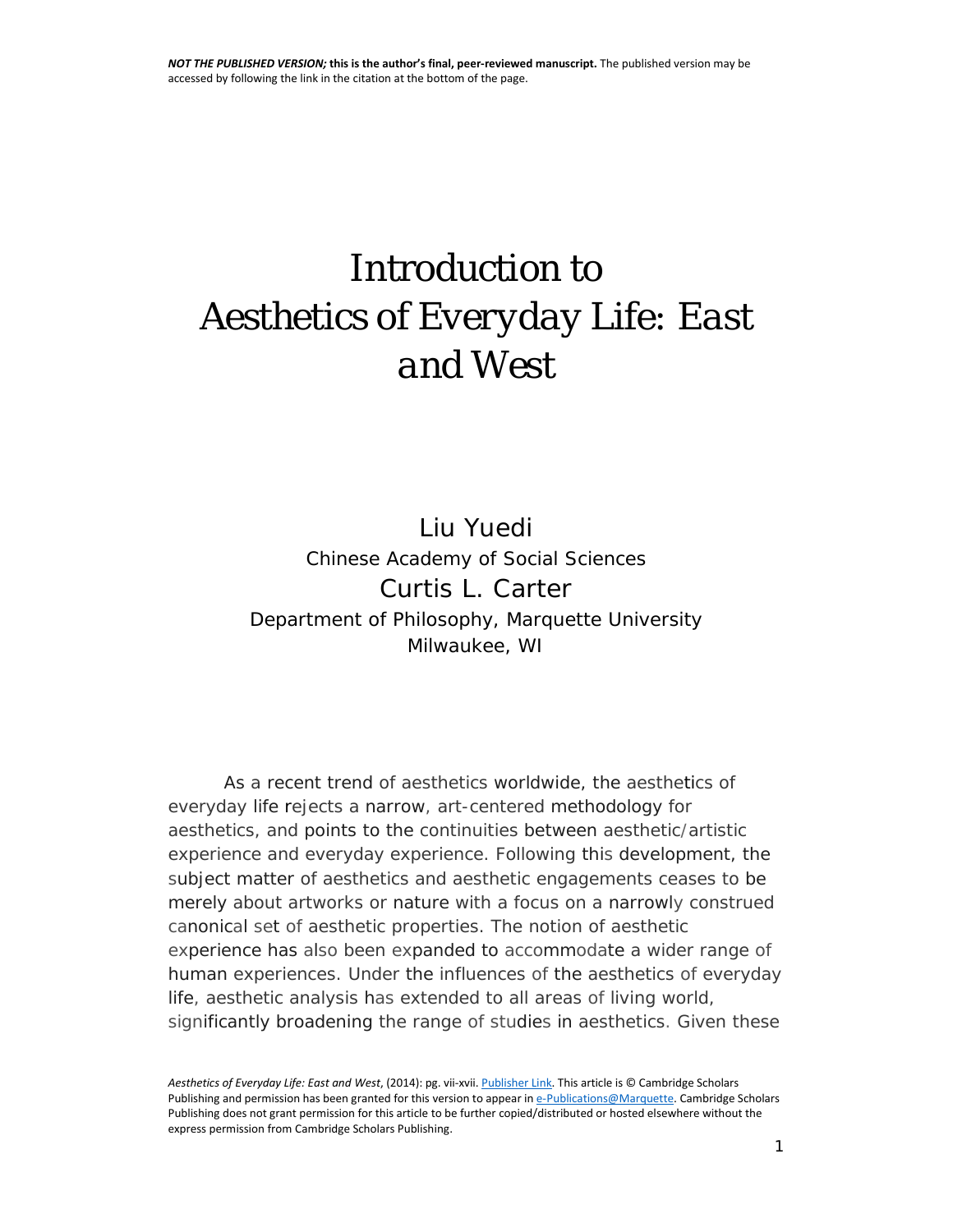# Introduction to Aesthetics of Everyday Life: East and West

Liu Yuedi
Chinese Academy of Social Sciences

Curtis L. Carter
Department of Philosophy, Marquette University
Milwaukee, WI

As a recent trend of aesthetics worldwide, the aesthetics of everyday life rejects a narrow, art-centered methodology for aesthetics, and points to the continuities between aesthetic/artistic experience and everyday experience. Following this development, the subject matter of aesthetics and aesthetic engagements ceases to be merely about artworks or nature with a focus on a narrowly construed canonical set of aesthetic properties. The notion of aesthetic experience has also been expanded to accommodate a wider range of human experiences. Under the influences of the aesthetics of everyday life, aesthetic analysis has extended to all areas of living world, significantly broadening the range of studies in aesthetics. Given these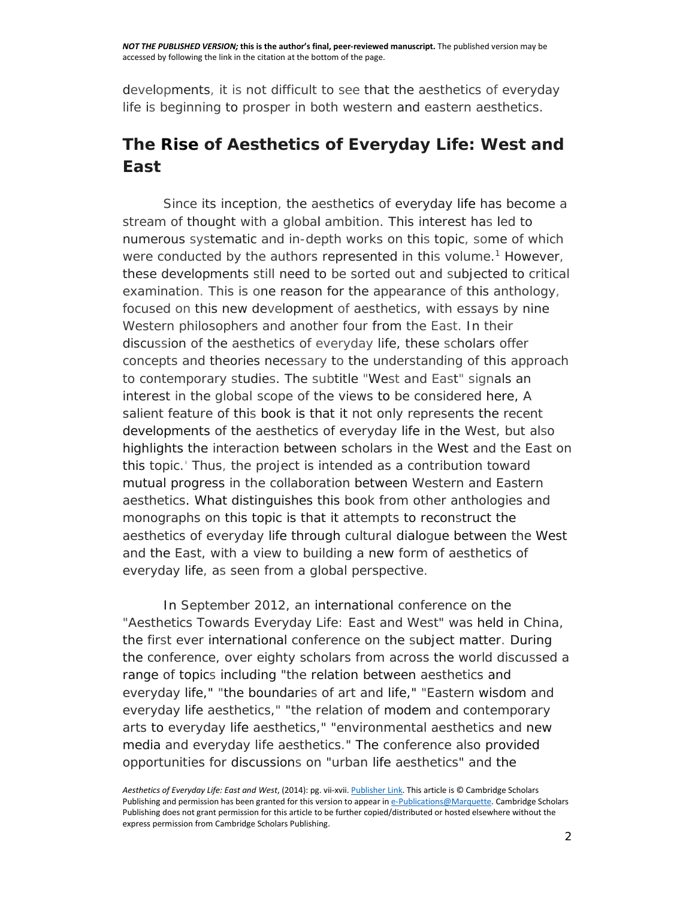developments, it is not difficult to see that the aesthetics of everyday life is beginning to prosper in both western and eastern aesthetics.

## The Rise of Aesthetics of Everyday Life: West and East

Since its inception, the aesthetics of everyday life has become a stream of thought with a global ambition. This interest has led to numerous systematic and in-depth works on this topic, some of which were conducted by the authors represented in this volume.[1] However, these developments still need to be sorted out and subjected to critical examination. This is one reason for the appearance of this anthology, focused on this new development of aesthetics, with essays by nine Western philosophers and another four from the East. In their discussion of the aesthetics of everyday life, these scholars offer concepts and theories necessary to the understanding of this approach to contemporary studies. The subtitle "West and East" signals an interest in the global scope of the views to be considered here, A salient feature of this book is that it not only represents the recent developments of the aesthetics of everyday life in the West, but also highlights the interaction between scholars in the West and the East on this topic.' Thus, the project is intended as a contribution toward mutual progress in the collaboration between Western and Eastern aesthetics. What distinguishes this book from other anthologies and monographs on this topic is that it attempts to reconstruct the aesthetics of everyday life through cultural dialogue between the West and the East, with a view to building a new form of aesthetics of everyday life, as seen from a global perspective.

In September 2012, an international conference on the "Aesthetics Towards Everyday Life: East and West" was held in China, the first ever international conference on the subject matter. During the conference, over eighty scholars from across the world discussed a range of topics including "the relation between aesthetics and everyday life," "the boundaries of art and life," "Eastern wisdom and everyday life aesthetics," "the relation of modem and contemporary arts to everyday life aesthetics," "environmental aesthetics and new media and everyday life aesthetics." The conference also provided opportunities for discussions on "urban life aesthetics" and the

*Aesthetics of Everyday Life: East and West*, (2014): pg. vii-xvii. Publisher Link. This article is © Cambridge Scholars Publishing and permission has been granted for this version to appear in e-Publications@Marquette. Cambridge Scholars Publishing does not grant permission for this article to be further copied/distributed or hosted elsewhere without the express permission from Cambridge Scholars Publishing.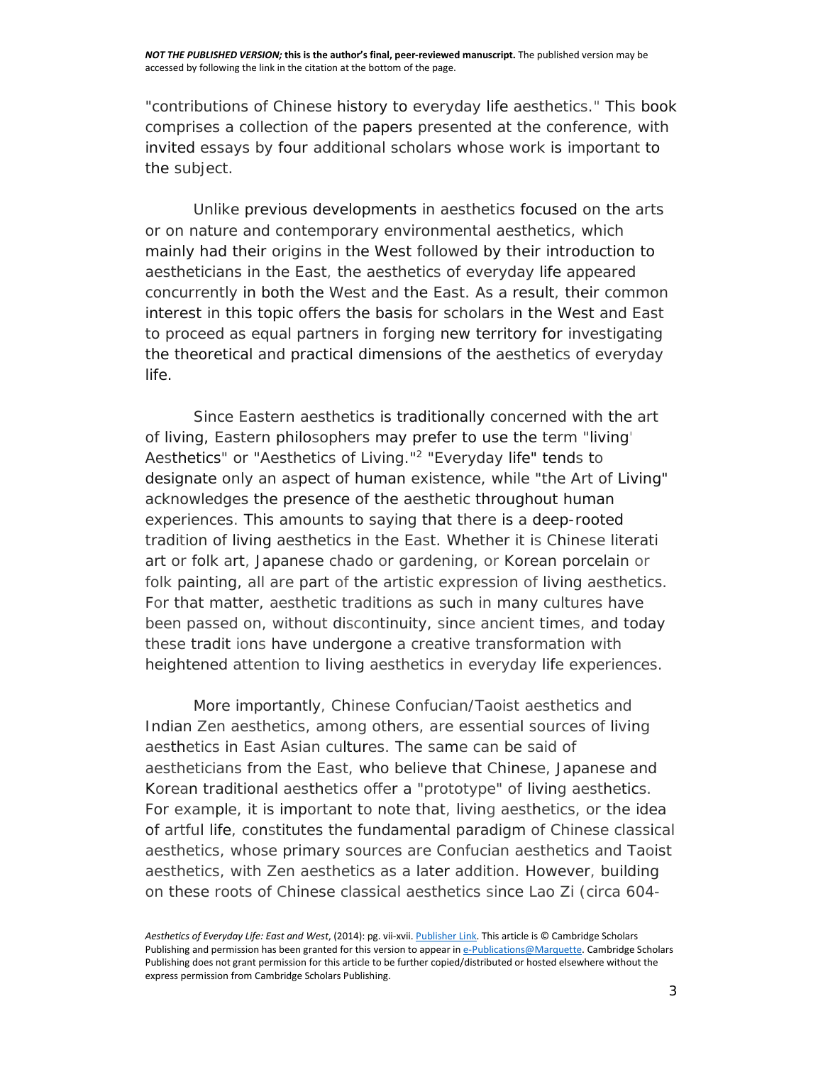"contributions of Chinese history to everyday life aesthetics." This book comprises a collection of the papers presented at the conference, with invited essays by four additional scholars whose work is important to the subject.

Unlike previous developments in aesthetics focused on the arts or on nature and contemporary environmental aesthetics, which mainly had their origins in the West followed by their introduction to aestheticians in the East, the aesthetics of everyday life appeared concurrently in both the West and the East. As a result, their common interest in this topic offers the basis for scholars in the West and East to proceed as equal partners in forging new territory for investigating the theoretical and practical dimensions of the aesthetics of everyday life.

Since Eastern aesthetics is traditionally concerned with the art of living, Eastern philosophers may prefer to use the term "living' Aesthetics" or "Aesthetics of Living."[2] "Everyday life" tends to designate only an aspect of human existence, while "the Art of Living" acknowledges the presence of the aesthetic throughout human experiences. This amounts to saying that there is a deep-rooted tradition of living aesthetics in the East. Whether it is Chinese literati art or folk art, Japanese chado or gardening, or Korean porcelain or folk painting, all are part of the artistic expression of living aesthetics. For that matter, aesthetic traditions as such in many cultures have been passed on, without discontinuity, since ancient times, and today these tradit ions have undergone a creative transformation with heightened attention to living aesthetics in everyday life experiences.

More importantly, Chinese Confucian/Taoist aesthetics and Indian Zen aesthetics, among others, are essential sources of living aesthetics in East Asian cultures. The same can be said of aestheticians from the East, who believe that Chinese, Japanese and Korean traditional aesthetics offer a "prototype" of living aesthetics. For example, it is important to note that, living aesthetics, or the idea of artful life, constitutes the fundamental paradigm of Chinese classical aesthetics, whose primary sources are Confucian aesthetics and Taoist aesthetics, with Zen aesthetics as a later addition. However, building on these roots of Chinese classical aesthetics since Lao Zi (circa 604-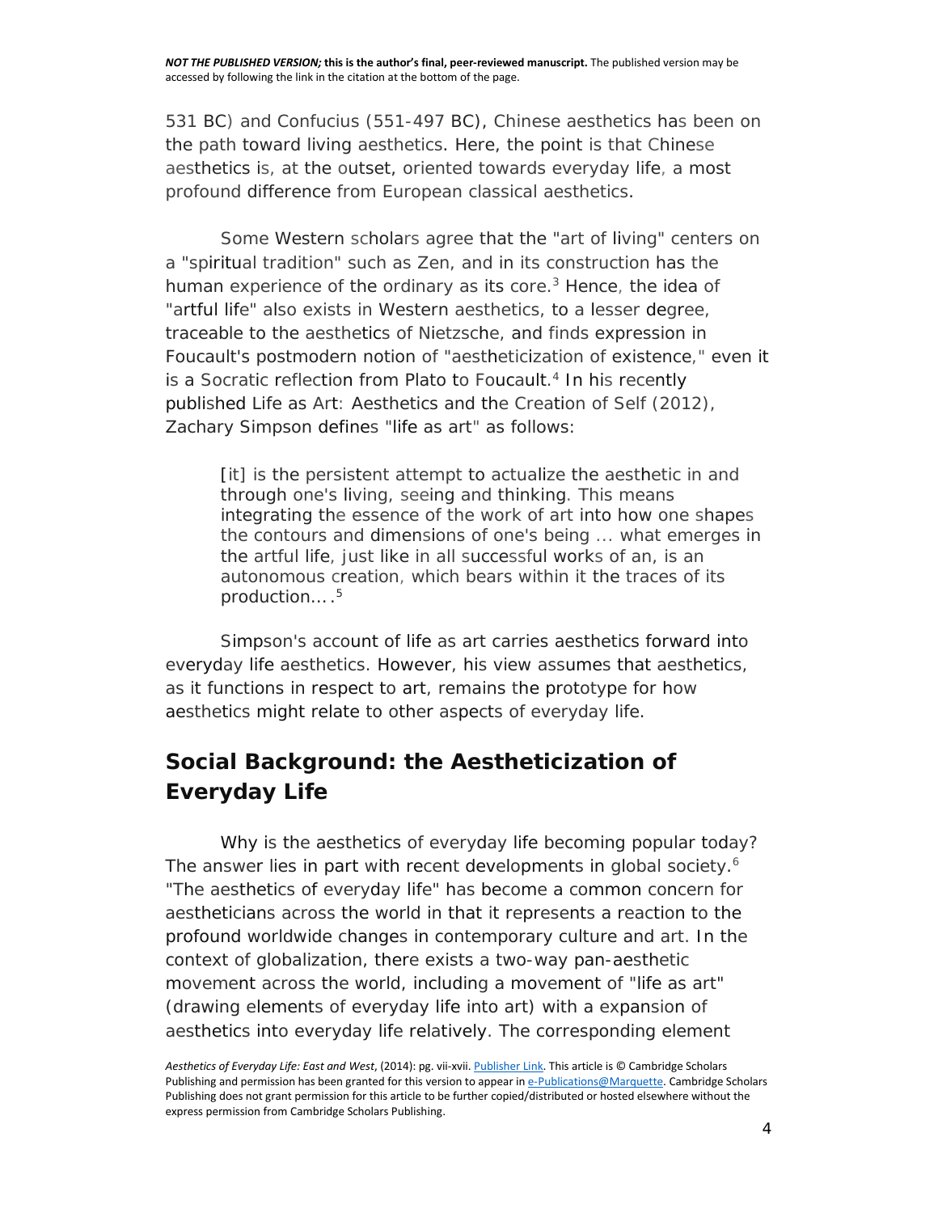531 BC) and Confucius (551-497 BC), Chinese aesthetics has been on the path toward living aesthetics. Here, the point is that Chinese aesthetics is, at the outset, oriented towards everyday life, a most profound difference from European classical aesthetics.

Some Western scholars agree that the "art of living" centers on a "spiritual tradition" such as Zen, and in its construction has the human experience of the ordinary as its core.[3] Hence, the idea of "artful life" also exists in Western aesthetics, to a lesser degree, traceable to the aesthetics of Nietzsche, and finds expression in Foucault's postmodern notion of "aestheticization of existence," even it is a Socratic reflection from Plato to Foucault.[4] In his recently published Life as Art: Aesthetics and the Creation of Self (2012), Zachary Simpson defines "life as art" as follows:

> [it] is the persistent attempt to actualize the aesthetic in and through one's living, seeing and thinking. This means integrating the essence of the work of art into how one shapes the contours and dimensions of one's being ... what emerges in the artful life, just like in all successful works of an, is an autonomous creation, which bears within it the traces of its production... .[5]

Simpson's account of life as art carries aesthetics forward into everyday life aesthetics. However, his view assumes that aesthetics, as it functions in respect to art, remains the prototype for how aesthetics might relate to other aspects of everyday life.

## Social Background: the Aestheticization of Everyday Life

Why is the aesthetics of everyday life becoming popular today? The answer lies in part with recent developments in global society.[6] "The aesthetics of everyday life" has become a common concern for aestheticians across the world in that it represents a reaction to the profound worldwide changes in contemporary culture and art. In the context of globalization, there exists a two-way pan-aesthetic movement across the world, including a movement of "life as art" (drawing elements of everyday life into art) with a expansion of aesthetics into everyday life relatively. The corresponding element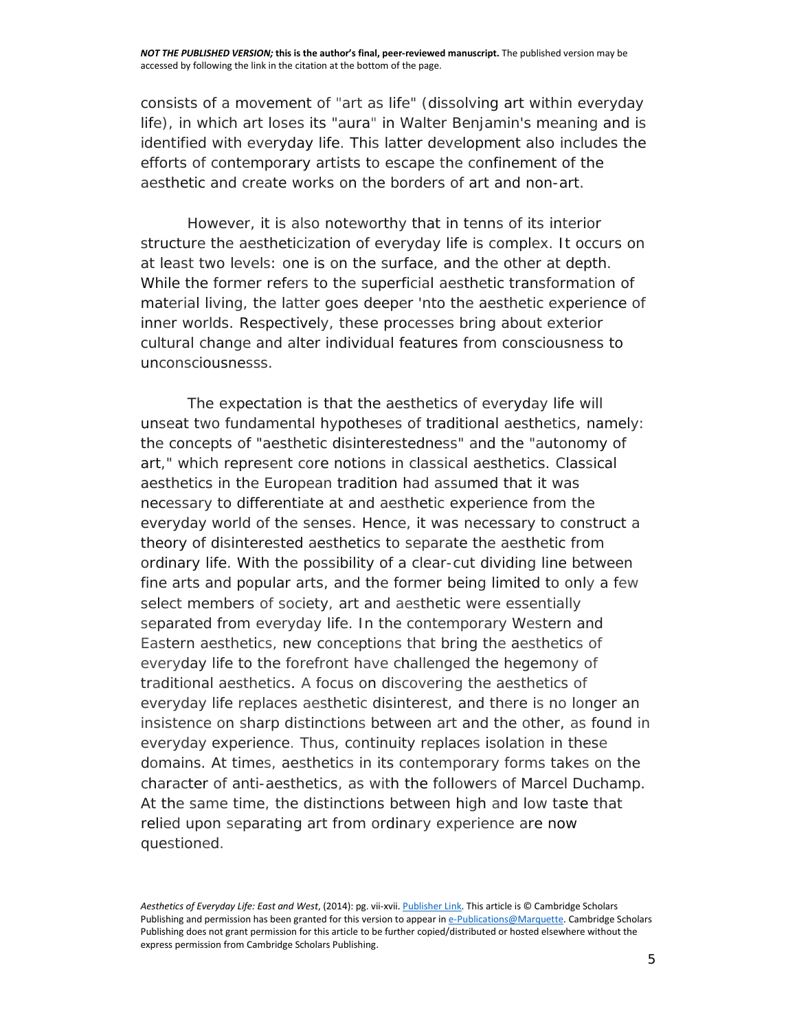consists of a movement of "art as life" (dissolving art within everyday life), in which art loses its "aura" in Walter Benjamin's meaning and is identified with everyday life. This latter development also includes the efforts of contemporary artists to escape the confinement of the aesthetic and create works on the borders of art and non-art.

However, it is also noteworthy that in tenns of its interior structure the aestheticization of everyday life is complex. It occurs on at least two levels: one is on the surface, and the other at depth. While the former refers to the superficial aesthetic transformation of material living, the latter goes deeper 'nto the aesthetic experience of inner worlds. Respectively, these processes bring about exterior cultural change and alter individual features from consciousness to unconsciousnesss.

The expectation is that the aesthetics of everyday life will unseat two fundamental hypotheses of traditional aesthetics, namely: the concepts of "aesthetic disinterestedness" and the "autonomy of art," which represent core notions in classical aesthetics. Classical aesthetics in the European tradition had assumed that it was necessary to differentiate at and aesthetic experience from the everyday world of the senses. Hence, it was necessary to construct a theory of disinterested aesthetics to separate the aesthetic from ordinary life. With the possibility of a clear-cut dividing line between fine arts and popular arts, and the former being limited to only a few select members of society, art and aesthetic were essentially separated from everyday life. In the contemporary Western and Eastern aesthetics, new conceptions that bring the aesthetics of everyday life to the forefront have challenged the hegemony of traditional aesthetics. A focus on discovering the aesthetics of everyday life replaces aesthetic disinterest, and there is no longer an insistence on sharp distinctions between art and the other, as found in everyday experience. Thus, continuity replaces isolation in these domains. At times, aesthetics in its contemporary forms takes on the character of anti-aesthetics, as with the followers of Marcel Duchamp. At the same time, the distinctions between high and low taste that relied upon separating art from ordinary experience are now questioned.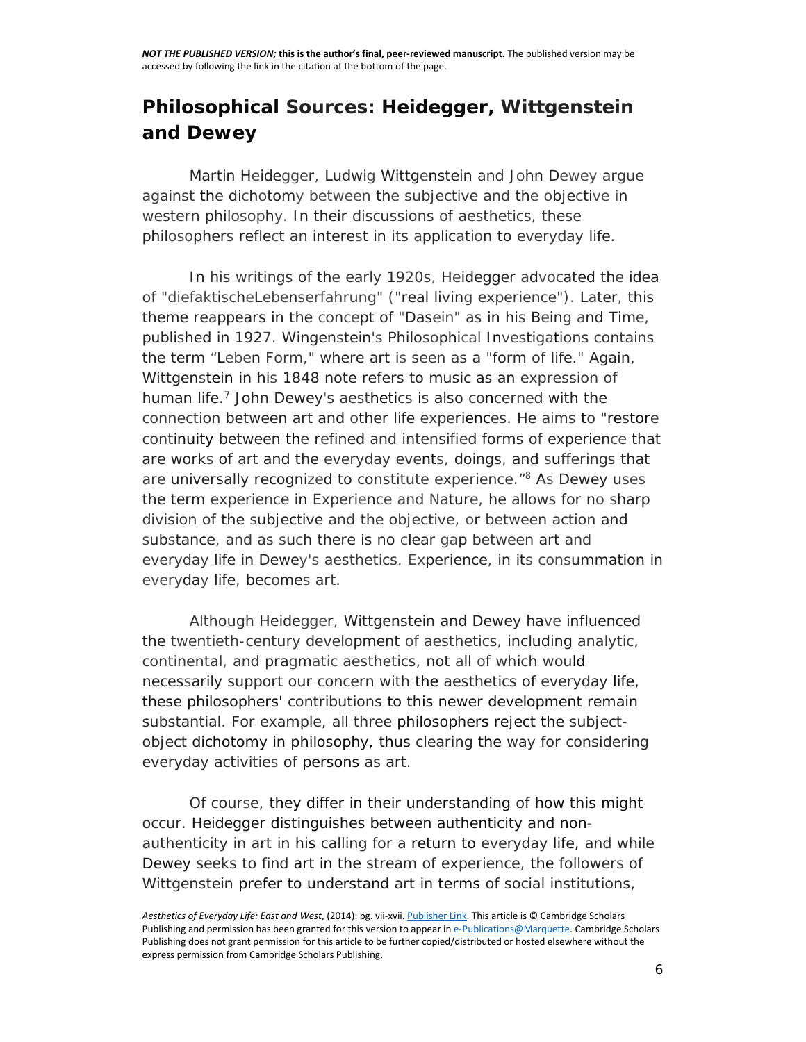## Philosophical Sources: Heidegger, Wittgenstein and Dewey

Martin Heidegger, Ludwig Wittgenstein and John Dewey argue against the dichotomy between the subjective and the objective in western philosophy. In their discussions of aesthetics, these philosophers reflect an interest in its application to everyday life.

In his writings of the early 1920s, Heidegger advocated the idea of "diefaktischeLebenserfahrung" ("real living experience"). Later, this theme reappears in the concept of "Dasein" as in his Being and Time, published in 1927. Wingenstein's Philosophical Investigations contains the term "Leben Form," where art is seen as a "form of life." Again, Wittgenstein in his 1848 note refers to music as an expression of human life.[7] John Dewey's aesthetics is also concerned with the connection between art and other life experiences. He aims to "restore continuity between the refined and intensified forms of experience that are works of art and the everyday events, doings, and sufferings that are universally recognized to constitute experience."[8] As Dewey uses the term experience in Experience and Nature, he allows for no sharp division of the subjective and the objective, or between action and substance, and as such there is no clear gap between art and everyday life in Dewey's aesthetics. Experience, in its consummation in everyday life, becomes art.

Although Heidegger, Wittgenstein and Dewey have influenced the twentieth-century development of aesthetics, including analytic, continental, and pragmatic aesthetics, not all of which would necessarily support our concern with the aesthetics of everyday life, these philosophers' contributions to this newer development remain substantial. For example, all three philosophers reject the subject-object dichotomy in philosophy, thus clearing the way for considering everyday activities of persons as art.

Of course, they differ in their understanding of how this might occur. Heidegger distinguishes between authenticity and non-authenticity in art in his calling for a return to everyday life, and while Dewey seeks to find art in the stream of experience, the followers of Wittgenstein prefer to understand art in terms of social institutions,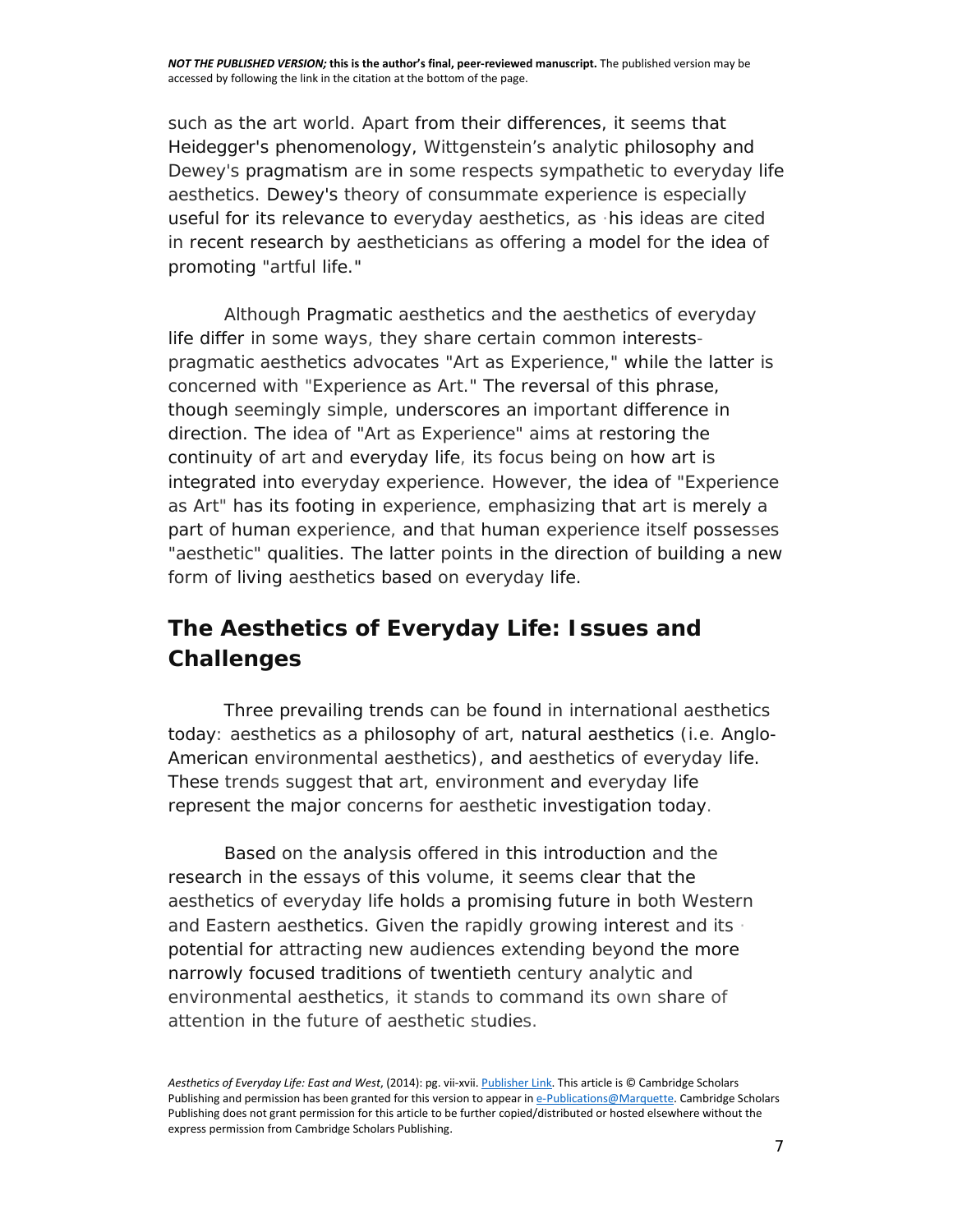such as the art world. Apart from their differences, it seems that Heidegger's phenomenology, Wittgenstein's analytic philosophy and Dewey's pragmatism are in some respects sympathetic to everyday life aesthetics. Dewey's theory of consummate experience is especially useful for its relevance to everyday aesthetics, as his ideas are cited in recent research by aestheticians as offering a model for the idea of promoting "artful life."

Although Pragmatic aesthetics and the aesthetics of everyday life differ in some ways, they share certain common interests-pragmatic aesthetics advocates "Art as Experience," while the latter is concerned with "Experience as Art." The reversal of this phrase, though seemingly simple, underscores an important difference in direction. The idea of "Art as Experience" aims at restoring the continuity of art and everyday life, its focus being on how art is integrated into everyday experience. However, the idea of "Experience as Art" has its footing in experience, emphasizing that art is merely a part of human experience, and that human experience itself possesses "aesthetic" qualities. The latter points in the direction of building a new form of living aesthetics based on everyday life.

## The Aesthetics of Everyday Life: Issues and Challenges

Three prevailing trends can be found in international aesthetics today: aesthetics as a philosophy of art, natural aesthetics (i.e. Anglo-American environmental aesthetics), and aesthetics of everyday life. These trends suggest that art, environment and everyday life represent the major concerns for aesthetic investigation today.

Based on the analysis offered in this introduction and the research in the essays of this volume, it seems clear that the aesthetics of everyday life holds a promising future in both Western and Eastern aesthetics. Given the rapidly growing interest and its potential for attracting new audiences extending beyond the more narrowly focused traditions of twentieth century analytic and environmental aesthetics, it stands to command its own share of attention in the future of aesthetic studies.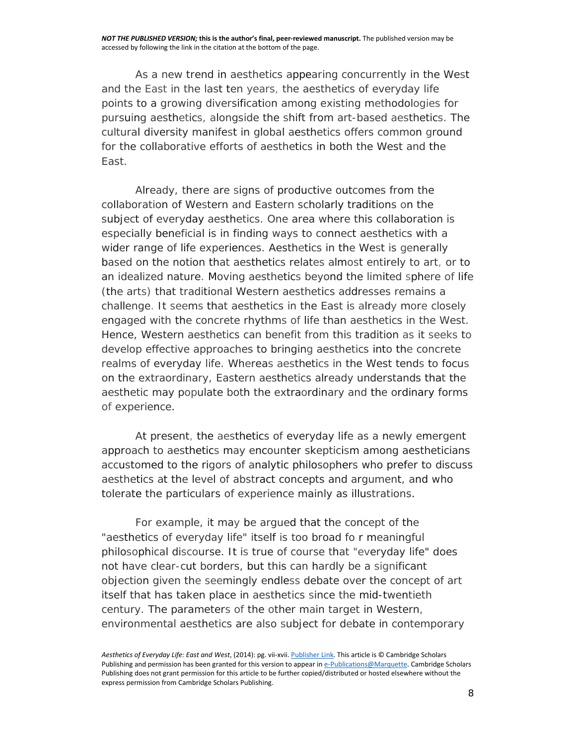As a new trend in aesthetics appearing concurrently in the West and the East in the last ten years, the aesthetics of everyday life points to a growing diversification among existing methodologies for pursuing aesthetics, alongside the shift from art-based aesthetics. The cultural diversity manifest in global aesthetics offers common ground for the collaborative efforts of aesthetics in both the West and the East.

Already, there are signs of productive outcomes from the collaboration of Western and Eastern scholarly traditions on the subject of everyday aesthetics. One area where this collaboration is especially beneficial is in finding ways to connect aesthetics with a wider range of life experiences. Aesthetics in the West is generally based on the notion that aesthetics relates almost entirely to art, or to an idealized nature. Moving aesthetics beyond the limited sphere of life (the arts) that traditional Western aesthetics addresses remains a challenge. It seems that aesthetics in the East is already more closely engaged with the concrete rhythms of life than aesthetics in the West. Hence, Western aesthetics can benefit from this tradition as it seeks to develop effective approaches to bringing aesthetics into the concrete realms of everyday life. Whereas aesthetics in the West tends to focus on the extraordinary, Eastern aesthetics already understands that the aesthetic may populate both the extraordinary and the ordinary forms of experience.

At present, the aesthetics of everyday life as a newly emergent approach to aesthetics may encounter skepticism among aestheticians accustomed to the rigors of analytic philosophers who prefer to discuss aesthetics at the level of abstract concepts and argument, and who tolerate the particulars of experience mainly as illustrations.

For example, it may be argued that the concept of the "aesthetics of everyday life" itself is too broad fo r meaningful philosophical discourse. It is true of course that "everyday life" does not have clear-cut borders, but this can hardly be a significant objection given the seemingly endless debate over the concept of art itself that has taken place in aesthetics since the mid-twentieth century. The parameters of the other main target in Western, environmental aesthetics are also subject for debate in contemporary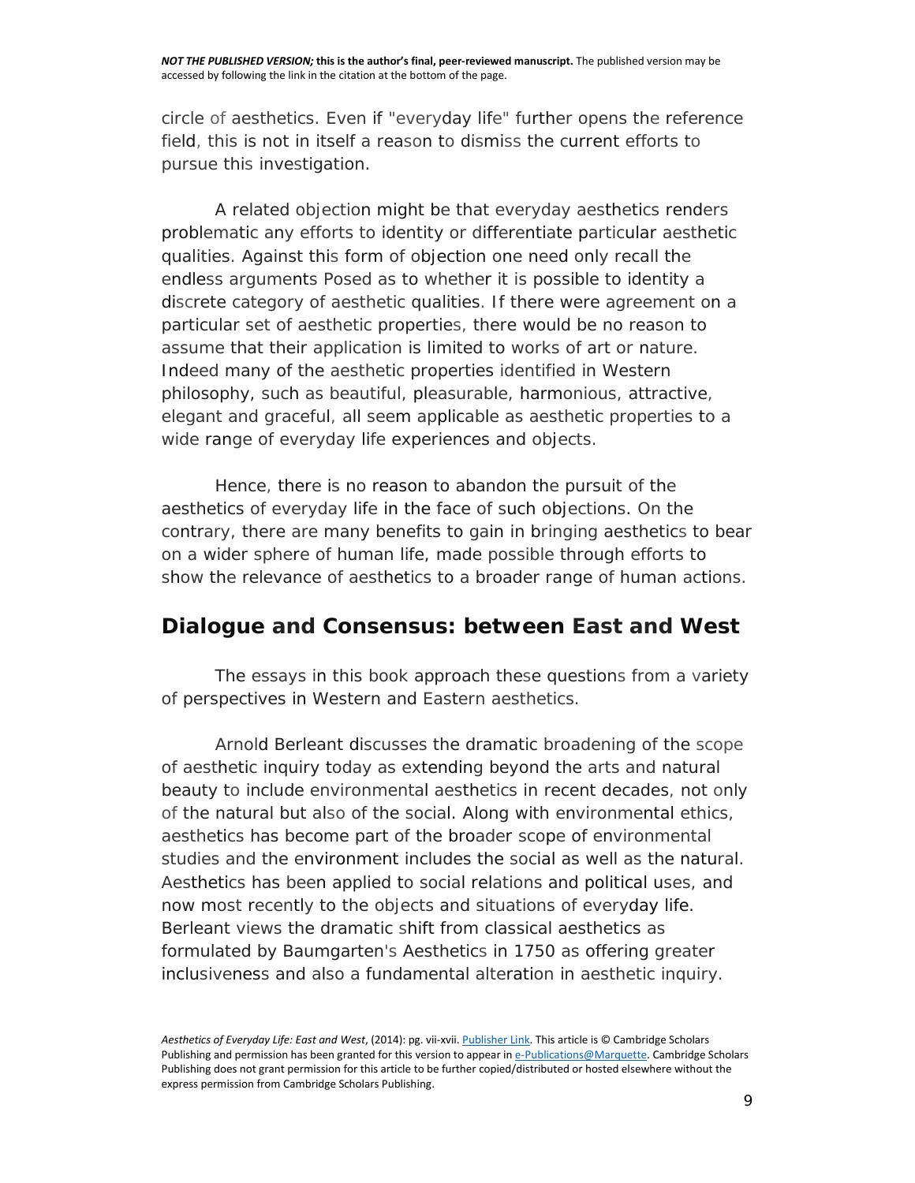circle of aesthetics. Even if "everyday life" further opens the reference field, this is not in itself a reason to dismiss the current efforts to pursue this investigation.

A related objection might be that everyday aesthetics renders problematic any efforts to identity or differentiate particular aesthetic qualities. Against this form of objection one need only recall the endless arguments Posed as to whether it is possible to identity a discrete category of aesthetic qualities. If there were agreement on a particular set of aesthetic properties, there would be no reason to assume that their application is limited to works of art or nature. Indeed many of the aesthetic properties identified in Western philosophy, such as beautiful, pleasurable, harmonious, attractive, elegant and graceful, all seem applicable as aesthetic properties to a wide range of everyday life experiences and objects.

Hence, there is no reason to abandon the pursuit of the aesthetics of everyday life in the face of such objections. On the contrary, there are many benefits to gain in bringing aesthetics to bear on a wider sphere of human life, made possible through efforts to show the relevance of aesthetics to a broader range of human actions.

## Dialogue and Consensus: between East and West

The essays in this book approach these questions from a variety of perspectives in Western and Eastern aesthetics.

Arnold Berleant discusses the dramatic broadening of the scope of aesthetic inquiry today as extending beyond the arts and natural beauty to include environmental aesthetics in recent decades, not only of the natural but also of the social. Along with environmental ethics, aesthetics has become part of the broader scope of environmental studies and the environment includes the social as well as the natural. Aesthetics has been applied to social relations and political uses, and now most recently to the objects and situations of everyday life. Berleant views the dramatic shift from classical aesthetics as formulated by Baumgarten's Aesthetics in 1750 as offering greater inclusiveness and also a fundamental alteration in aesthetic inquiry.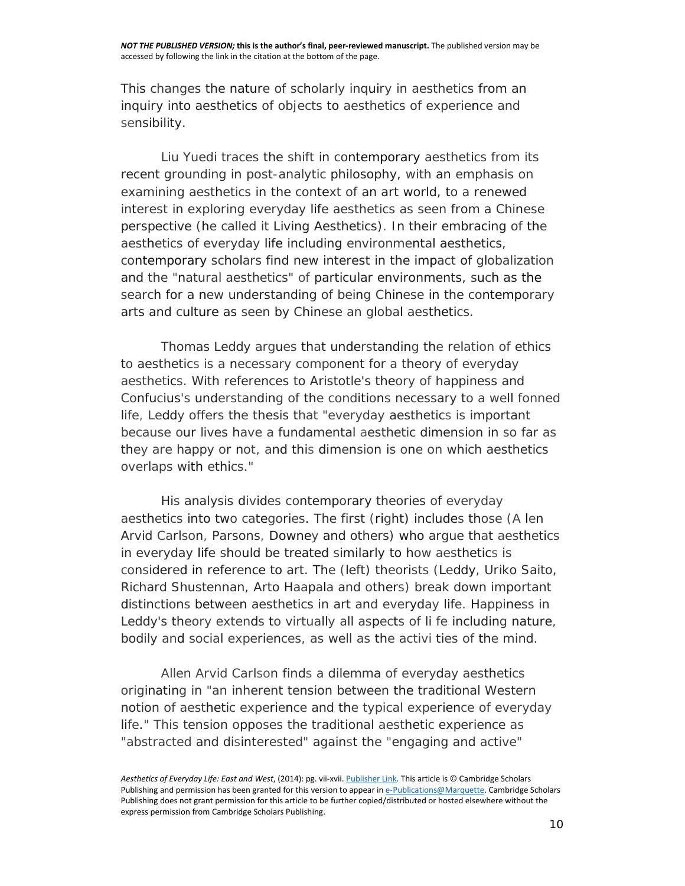This changes the nature of scholarly inquiry in aesthetics from an inquiry into aesthetics of objects to aesthetics of experience and sensibility.

Liu Yuedi traces the shift in contemporary aesthetics from its recent grounding in post-analytic philosophy, with an emphasis on examining aesthetics in the context of an art world, to a renewed interest in exploring everyday life aesthetics as seen from a Chinese perspective (he called it Living Aesthetics). In their embracing of the aesthetics of everyday life including environmental aesthetics, contemporary scholars find new interest in the impact of globalization and the "natural aesthetics" of particular environments, such as the search for a new understanding of being Chinese in the contemporary arts and culture as seen by Chinese an global aesthetics.

Thomas Leddy argues that understanding the relation of ethics to aesthetics is a necessary component for a theory of everyday aesthetics. With references to Aristotle's theory of happiness and Confucius's understanding of the conditions necessary to a well fonned life, Leddy offers the thesis that "everyday aesthetics is important because our lives have a fundamental aesthetic dimension in so far as they are happy or not, and this dimension is one on which aesthetics overlaps with ethics."

His analysis divides contemporary theories of everyday aesthetics into two categories. The first (right) includes those (A len Arvid Carlson, Parsons, Downey and others) who argue that aesthetics in everyday life should be treated similarly to how aesthetics is considered in reference to art. The (left) theorists (Leddy, Uriko Saito, Richard Shustennan, Arto Haapala and others) break down important distinctions between aesthetics in art and everyday life. Happiness in Leddy's theory extends to virtually all aspects of li fe including nature, bodily and social experiences, as well as the activi ties of the mind.

Allen Arvid Carlson finds a dilemma of everyday aesthetics originating in "an inherent tension between the traditional Western notion of aesthetic experience and the typical experience of everyday life." This tension opposes the traditional aesthetic experience as "abstracted and disinterested" against the "engaging and active"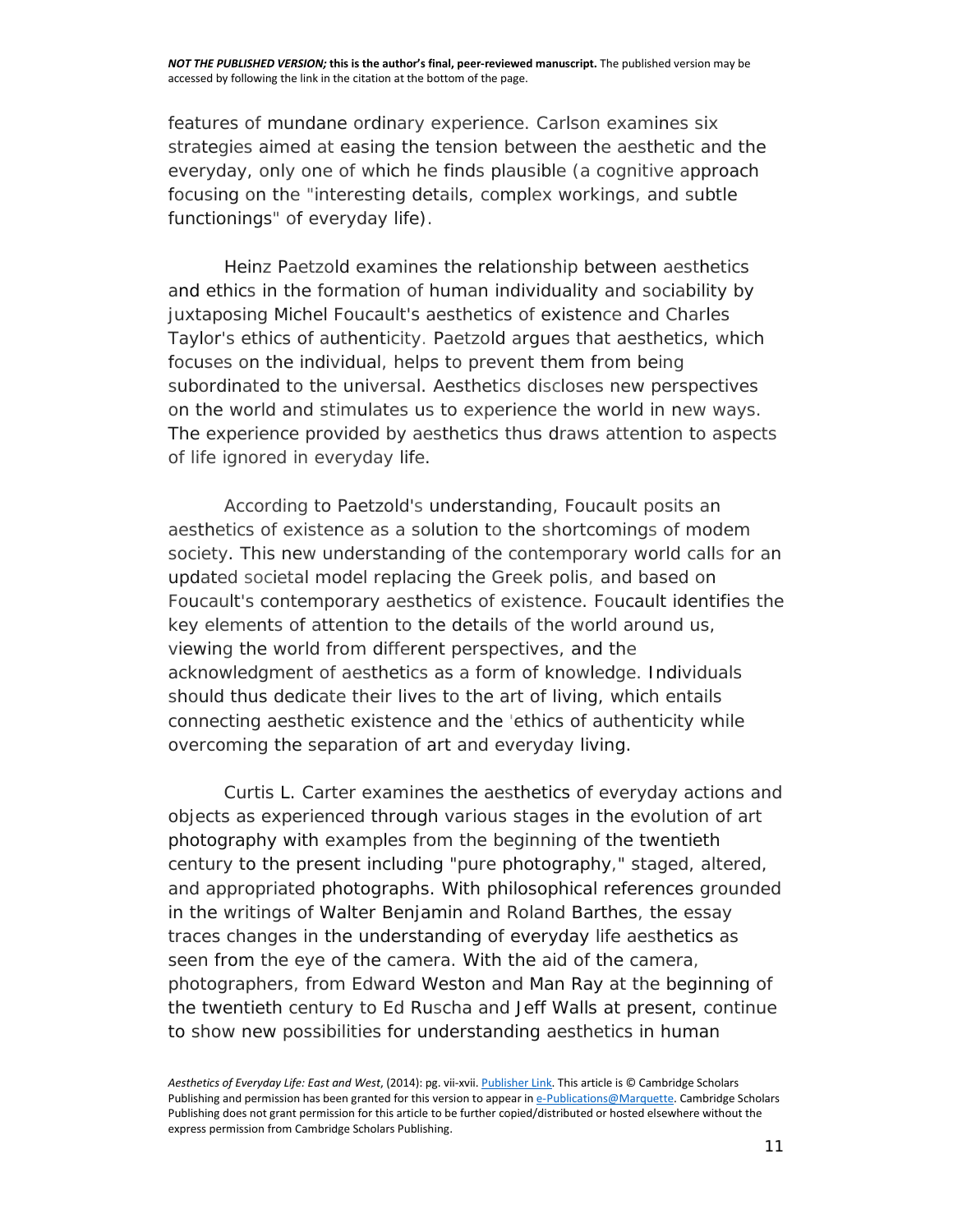features of mundane ordinary experience. Carlson examines six strategies aimed at easing the tension between the aesthetic and the everyday, only one of which he finds plausible (a cognitive approach focusing on the "interesting details, complex workings, and subtle functionings" of everyday life).

Heinz Paetzold examines the relationship between aesthetics and ethics in the formation of human individuality and sociability by juxtaposing Michel Foucault's aesthetics of existence and Charles Taylor's ethics of authenticity. Paetzold argues that aesthetics, which focuses on the individual, helps to prevent them from being subordinated to the universal. Aesthetics discloses new perspectives on the world and stimulates us to experience the world in new ways. The experience provided by aesthetics thus draws attention to aspects of life ignored in everyday life.

According to Paetzold's understanding, Foucault posits an aesthetics of existence as a solution to the shortcomings of modem society. This new understanding of the contemporary world calls for an updated societal model replacing the Greek polis, and based on Foucault's contemporary aesthetics of existence. Foucault identifies the key elements of attention to the details of the world around us, viewing the world from different perspectives, and the acknowledgment of aesthetics as a form of knowledge. Individuals should thus dedicate their lives to the art of living, which entails connecting aesthetic existence and the 'ethics of authenticity while overcoming the separation of art and everyday living.

Curtis L. Carter examines the aesthetics of everyday actions and objects as experienced through various stages in the evolution of art photography with examples from the beginning of the twentieth century to the present including "pure photography," staged, altered, and appropriated photographs. With philosophical references grounded in the writings of Walter Benjamin and Roland Barthes, the essay traces changes in the understanding of everyday life aesthetics as seen from the eye of the camera. With the aid of the camera, photographers, from Edward Weston and Man Ray at the beginning of the twentieth century to Ed Ruscha and Jeff Walls at present, continue to show new possibilities for understanding aesthetics in human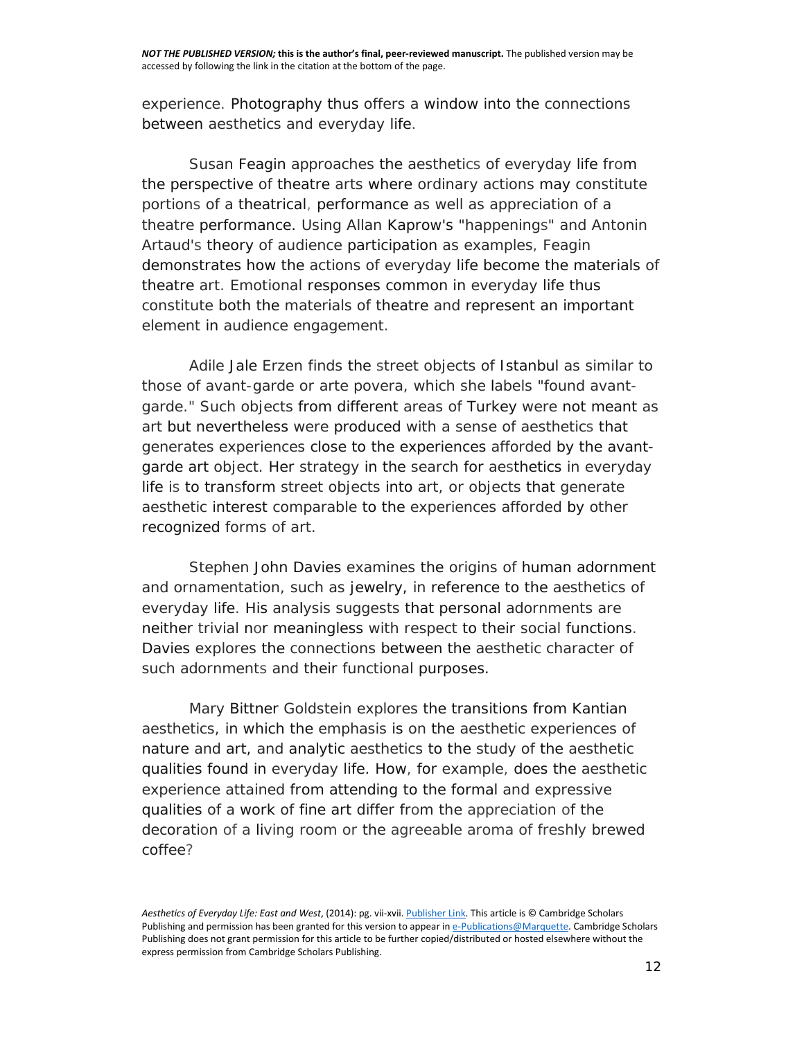experience. Photography thus offers a window into the connections between aesthetics and everyday life.

Susan Feagin approaches the aesthetics of everyday life from the perspective of theatre arts where ordinary actions may constitute portions of a theatrical, performance as well as appreciation of a theatre performance. Using Allan Kaprow's "happenings" and Antonin Artaud's theory of audience participation as examples, Feagin demonstrates how the actions of everyday life become the materials of theatre art. Emotional responses common in everyday life thus constitute both the materials of theatre and represent an important element in audience engagement.

Adile Jale Erzen finds the street objects of Istanbul as similar to those of avant-garde or arte povera, which she labels "found avant-garde." Such objects from different areas of Turkey were not meant as art but nevertheless were produced with a sense of aesthetics that generates experiences close to the experiences afforded by the avant-garde art object. Her strategy in the search for aesthetics in everyday life is to transform street objects into art, or objects that generate aesthetic interest comparable to the experiences afforded by other recognized forms of art.

Stephen John Davies examines the origins of human adornment and ornamentation, such as jewelry, in reference to the aesthetics of everyday life. His analysis suggests that personal adornments are neither trivial nor meaningless with respect to their social functions. Davies explores the connections between the aesthetic character of such adornments and their functional purposes.

Mary Bittner Goldstein explores the transitions from Kantian aesthetics, in which the emphasis is on the aesthetic experiences of nature and art, and analytic aesthetics to the study of the aesthetic qualities found in everyday life. How, for example, does the aesthetic experience attained from attending to the formal and expressive qualities of a work of fine art differ from the appreciation of the decoration of a living room or the agreeable aroma of freshly brewed coffee?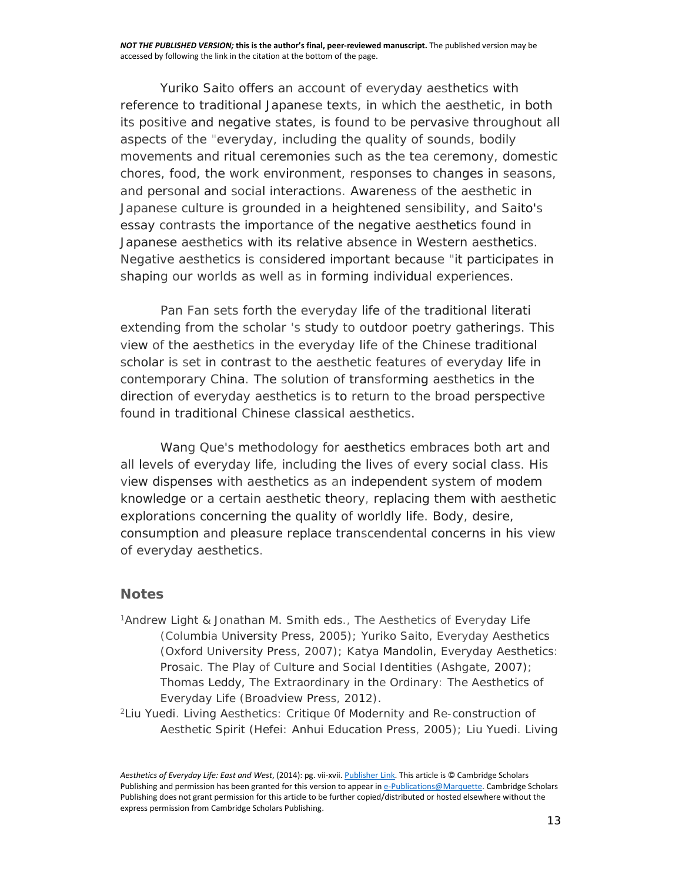Yuriko Saito offers an account of everyday aesthetics with reference to traditional Japanese texts, in which the aesthetic, in both its positive and negative states, is found to be pervasive throughout all aspects of the "everyday, including the quality of sounds, bodily movements and ritual ceremonies such as the tea ceremony, domestic chores, food, the work environment, responses to changes in seasons, and personal and social interactions. Awareness of the aesthetic in Japanese culture is grounded in a heightened sensibility, and Saito's essay contrasts the importance of the negative aesthetics found in Japanese aesthetics with its relative absence in Western aesthetics. Negative aesthetics is considered important because "it participates in shaping our worlds as well as in forming individual experiences.

Pan Fan sets forth the everyday life of the traditional literati extending from the scholar 's study to outdoor poetry gatherings. This view of the aesthetics in the everyday life of the Chinese traditional scholar is set in contrast to the aesthetic features of everyday life in contemporary China. The solution of transforming aesthetics in the direction of everyday aesthetics is to return to the broad perspective found in traditional Chinese classical aesthetics.

Wang Que's methodology for aesthetics embraces both art and all levels of everyday life, including the lives of every social class. His view dispenses with aesthetics as an independent system of modem knowledge or a certain aesthetic theory, replacing them with aesthetic explorations concerning the quality of worldly life. Body, desire, consumption and pleasure replace transcendental concerns in his view of everyday aesthetics.

## Notes

[1]Andrew Light & Jonathan M. Smith eds., *The Aesthetics of Everyday Life* (Columbia University Press, 2005); Yuriko Saito, *Everyday Aesthetics* (Oxford University Press, 2007); Katya Mandolin, *Everyday Aesthetics: Prosaic. The Play of Culture and Social Identities* (Ashgate, 2007); Thomas Leddy, *The Extraordinary in the Ordinary: The Aesthetics of Everyday Life* (Broadview Press, 2012).

[2]Liu Yuedi. *Living Aesthetics: Critique 0f Modernity and Re-construction of Aesthetic Spirit* (Hefei: Anhui Education Press, 2005); Liu Yuedi. *Living*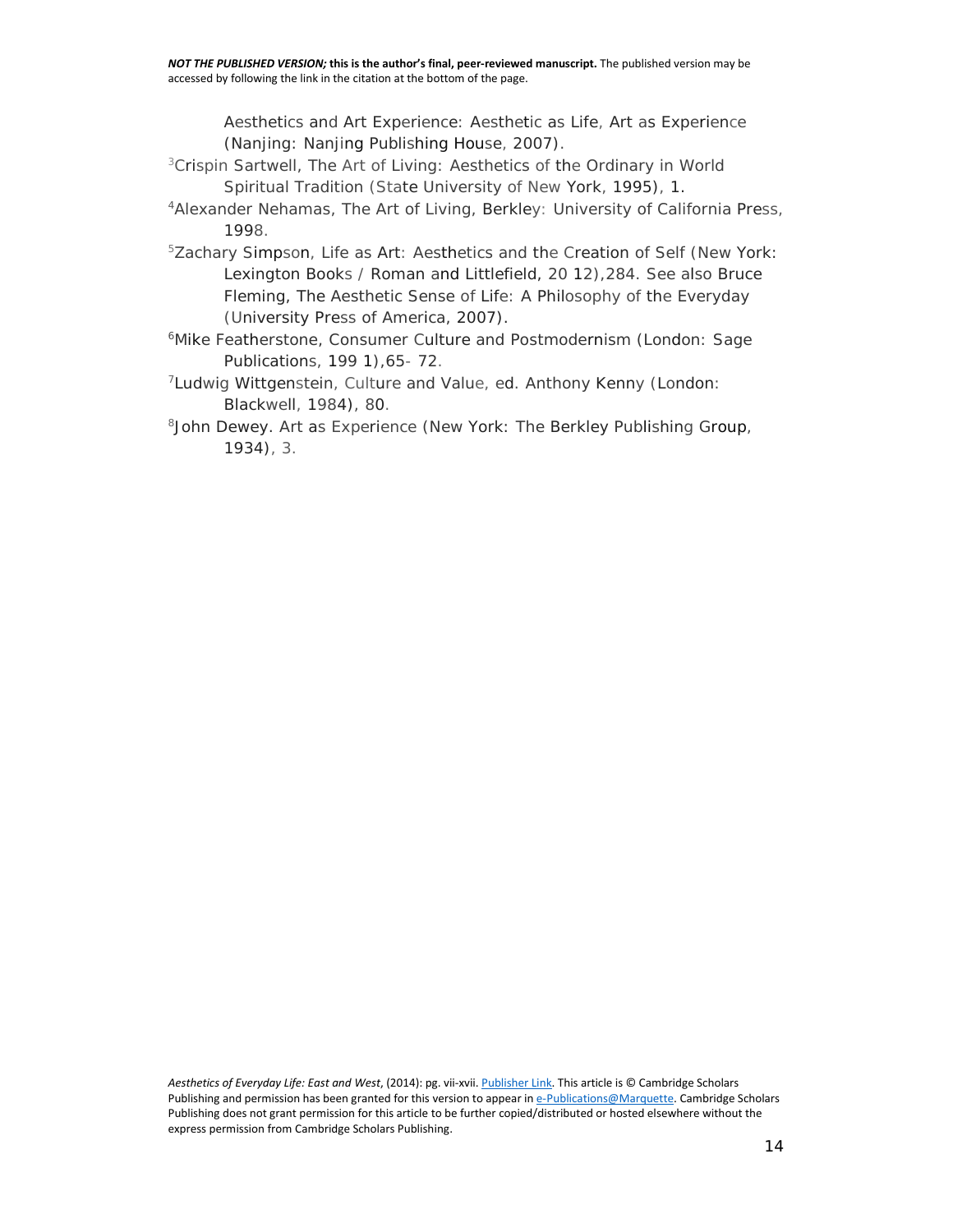Aesthetics and Art Experience: Aesthetic as Life, Art as Experience (Nanjing: Nanjing Publishing House, 2007).

[3]Crispin Sartwell, The Art of Living: Aesthetics of the Ordinary in World Spiritual Tradition (State University of New York, 1995), 1.

[4]Alexander Nehamas, The Art of Living, Berkley: University of California Press, 1998.

[5]Zachary Simpson, Life as Art: Aesthetics and the Creation of Self (New York: Lexington Books / Roman and Littlefield, 20 12),284. See also Bruce Fleming, The Aesthetic Sense of Life: A Philosophy of the Everyday (University Press of America, 2007).

[6]Mike Featherstone, Consumer Culture and Postmodernism (London: Sage Publications, 199 1),65- 72.

[7]Ludwig Wittgenstein, Culture and Value, ed. Anthony Kenny (London: Blackwell, 1984), 80.

[8]John Dewey. Art as Experience (New York: The Berkley Publishing Group, 1934), 3.